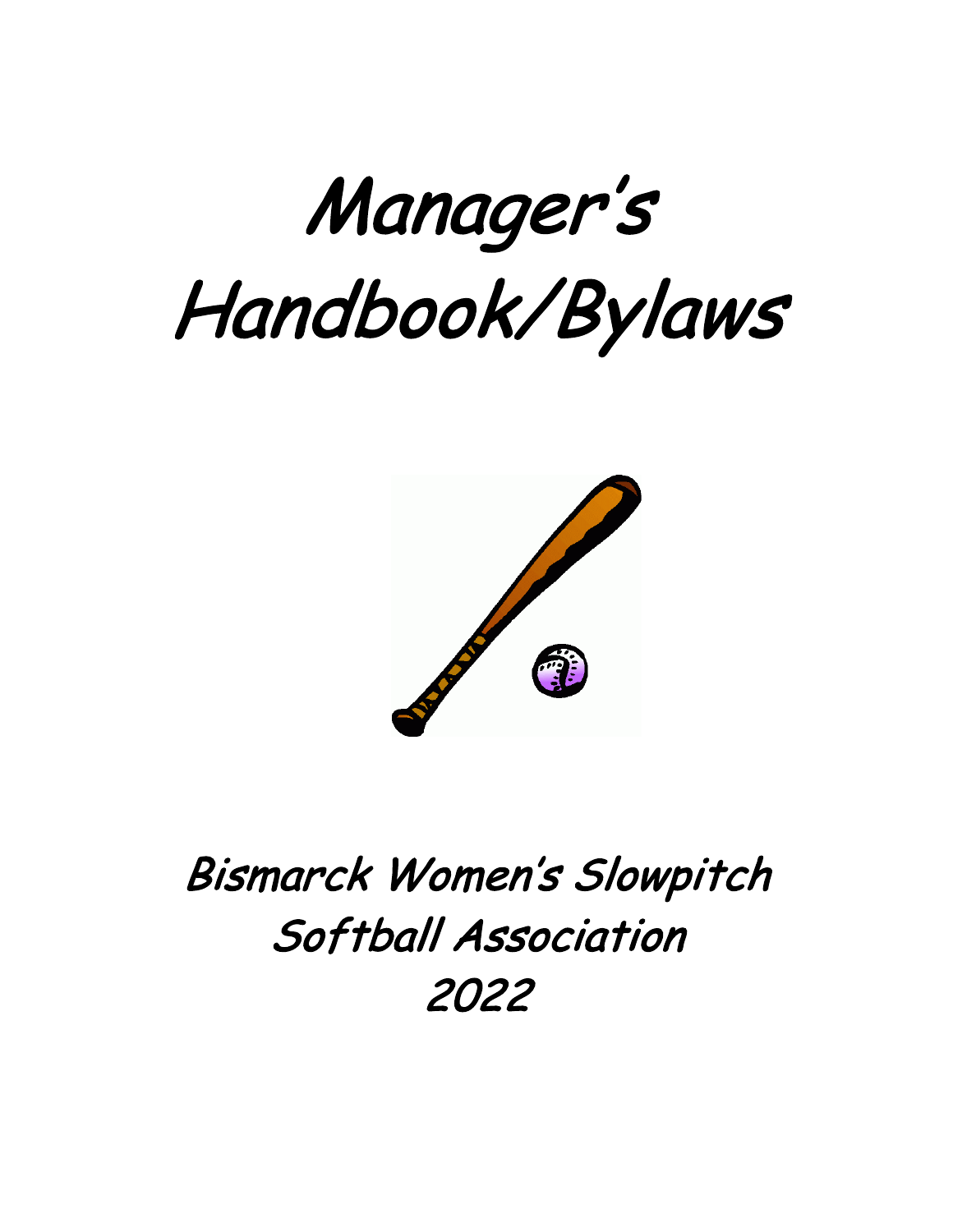# Manager's Handbook/Bylaws

## Bismarck Women's Slowpitch Softball Association 2022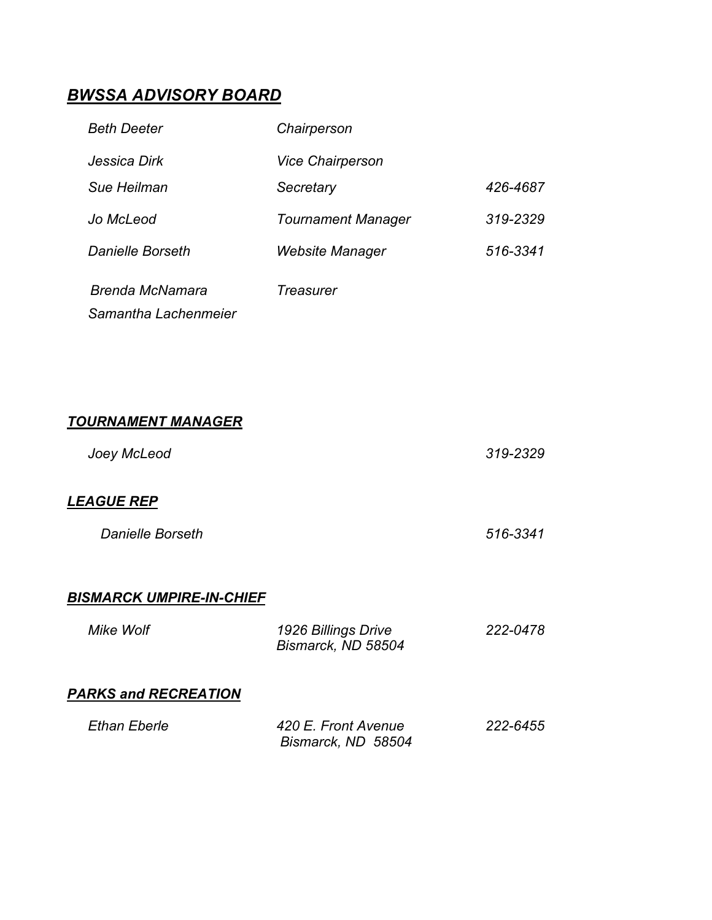## *BWSSA ADVISORY BOARD*

| | | |
|---|---|---|
| *Beth Deeter* | *Chairperson* | |
| *Jessica Dirk* | *Vice Chairperson* | |
| *Sue Heilman* | *Secretary* | *426-4687* |
| *Jo McLeod* | *Tournament Manager* | *319-2329* |
| *Danielle Borseth* | *Website Manager* | *516-3341* |
| *Brenda McNamara* | *Treasurer* | |
| *Samantha Lachenmeier* | | |

## *TOURNAMENT MANAGER*

| | | |
|---|---|---|
| *Joey McLeod* | | *319-2329* |

## *LEAGUE REP*

| | | |
|---|---|---|
| *Danielle Borseth* | | *516-3341* |

## *BISMARCK UMPIRE-IN-CHIEF*

| | | |
|---|---|---|
| *Mike Wolf* | *1926 Billings Drive*<br>*Bismarck, ND 58504* | *222-0478* |

## *PARKS and RECREATION*

| | | |
|---|---|---|
| *Ethan Eberle* | *420 E. Front Avenue*<br>*Bismarck, ND 58504* | *222-6455* |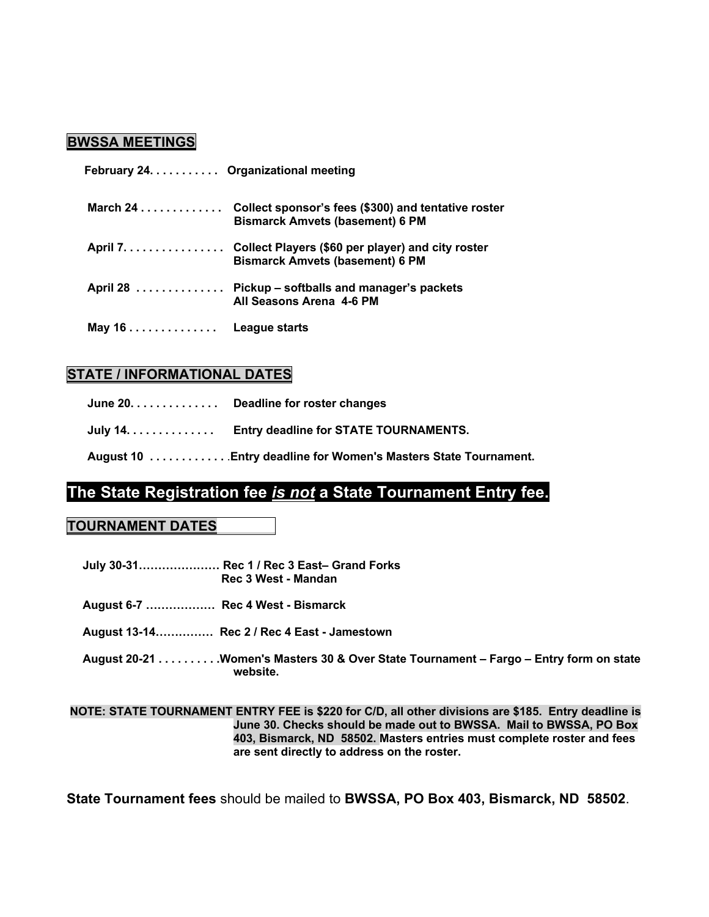## BWSSA MEETINGS

**February 24. . . . . . . . . . . Organizational meeting**

**March 24 . . . . . . . . . . . . . Collect sponsor's fees ($300) and tentative roster**
**Bismarck Amvets (basement) 6 PM**

**April 7. . . . . . . . . . . . . . . . Collect Players ($60 per player) and city roster**
**Bismarck Amvets (basement) 6 PM**

**April 28 . . . . . . . . . . . . . . Pickup – softballs and manager's packets**
**All Seasons Arena 4-6 PM**

**May 16 . . . . . . . . . . . . . . League starts**

## STATE / INFORMATIONAL DATES

**June 20. . . . . . . . . . . . . . Deadline for roster changes**

**July 14. . . . . . . . . . . . . . Entry deadline for STATE TOURNAMENTS.**

**August 10 . . . . . . . . . . . . .Entry deadline for Women's Masters State Tournament.**

# The State Registration fee *is not* a State Tournament Entry fee.

## TOURNAMENT DATES

**July 30-31………………… Rec 1 / Rec 3 East– Grand Forks**
**Rec 3 West - Mandan**

**August 6-7 ……………… Rec 4 West - Bismarck**

**August 13-14………….. Rec 2 / Rec 4 East - Jamestown**

**August 20-21 . . . . . . . . . .Women's Masters 30 & Over State Tournament – Fargo – Entry form on state website.**

**NOTE: STATE TOURNAMENT ENTRY FEE is $220 for C/D, all other divisions are $185. Entry deadline is June 30. Checks should be made out to BWSSA. Mail to BWSSA, PO Box 403, Bismarck, ND 58502. Masters entries must complete roster and fees are sent directly to address on the roster.**

**State Tournament fees** should be mailed to **BWSSA, PO Box 403, Bismarck, ND 58502**.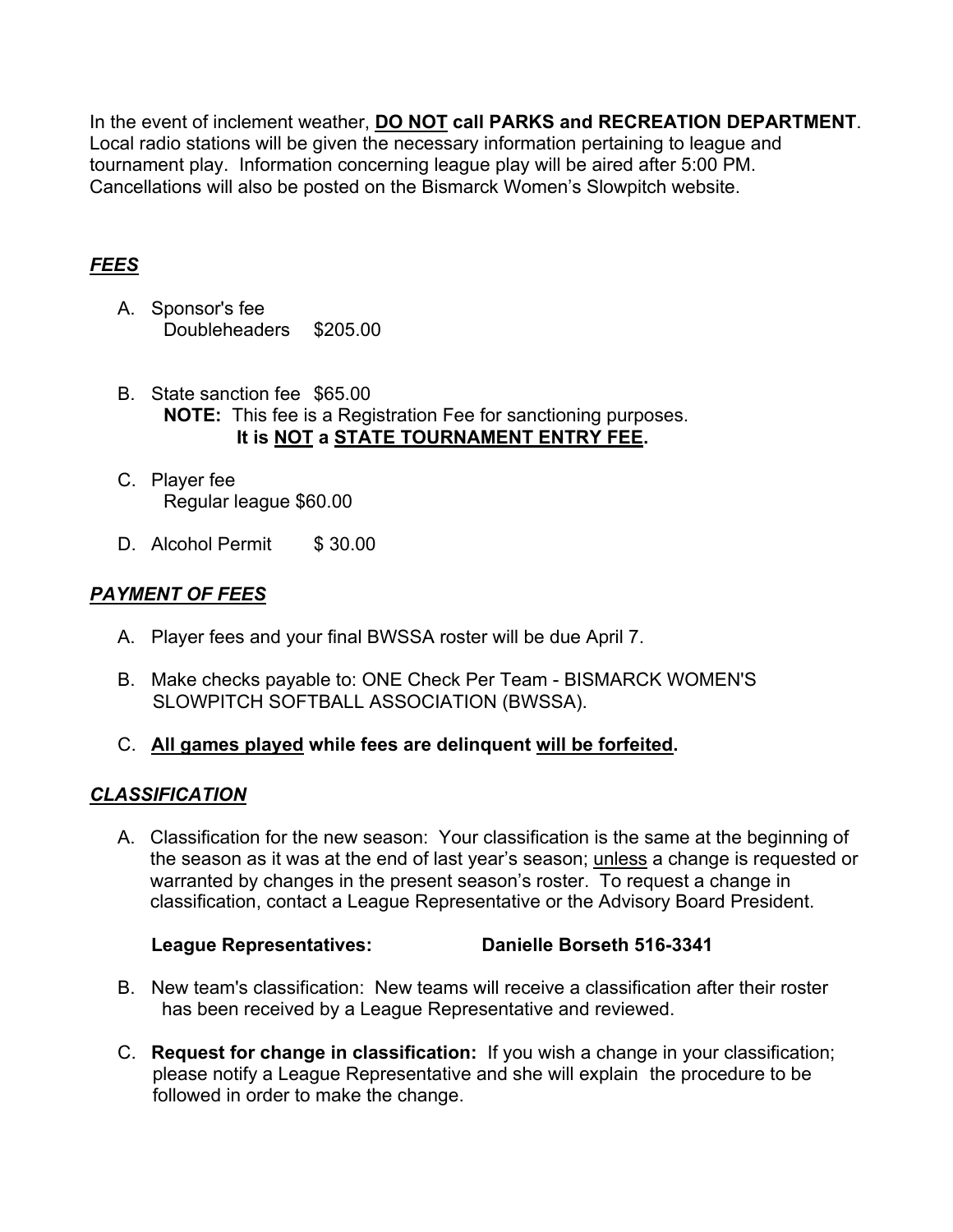In the event of inclement weather, **<u>DO NOT</u> call PARKS and RECREATION DEPARTMENT**. Local radio stations will be given the necessary information pertaining to league and tournament play. Information concerning league play will be aired after 5:00 PM. Cancellations will also be posted on the Bismarck Women's Slowpitch website.

## ***<u>FEES</u>***

A. Sponsor's fee
   Doubleheaders $205.00

B. State sanction fee $65.00
   **NOTE:** This fee is a Registration Fee for sanctioning purposes.
   **It is <u>NOT</u> a <u>STATE TOURNAMENT ENTRY FEE</u>.**

C. Player fee
   Regular league $60.00

D. Alcohol Permit $ 30.00

## ***<u>PAYMENT OF FEES</u>***

A. Player fees and your final BWSSA roster will be due April 7.

B. Make checks payable to: ONE Check Per Team - BISMARCK WOMEN'S SLOWPITCH SOFTBALL ASSOCIATION (BWSSA).

C. **<u>All games played</u> while fees are delinquent <u>will be forfeited</u>.**

## ***<u>CLASSIFICATION</u>***

A. Classification for the new season: Your classification is the same at the beginning of the season as it was at the end of last year's season; <u>unless</u> a change is requested or warranted by changes in the present season's roster. To request a change in classification, contact a League Representative or the Advisory Board President.

   **League Representatives: Danielle Borseth 516-3341**

B. New team's classification: New teams will receive a classification after their roster has been received by a League Representative and reviewed.

C. **Request for change in classification:** If you wish a change in your classification; please notify a League Representative and she will explain the procedure to be followed in order to make the change.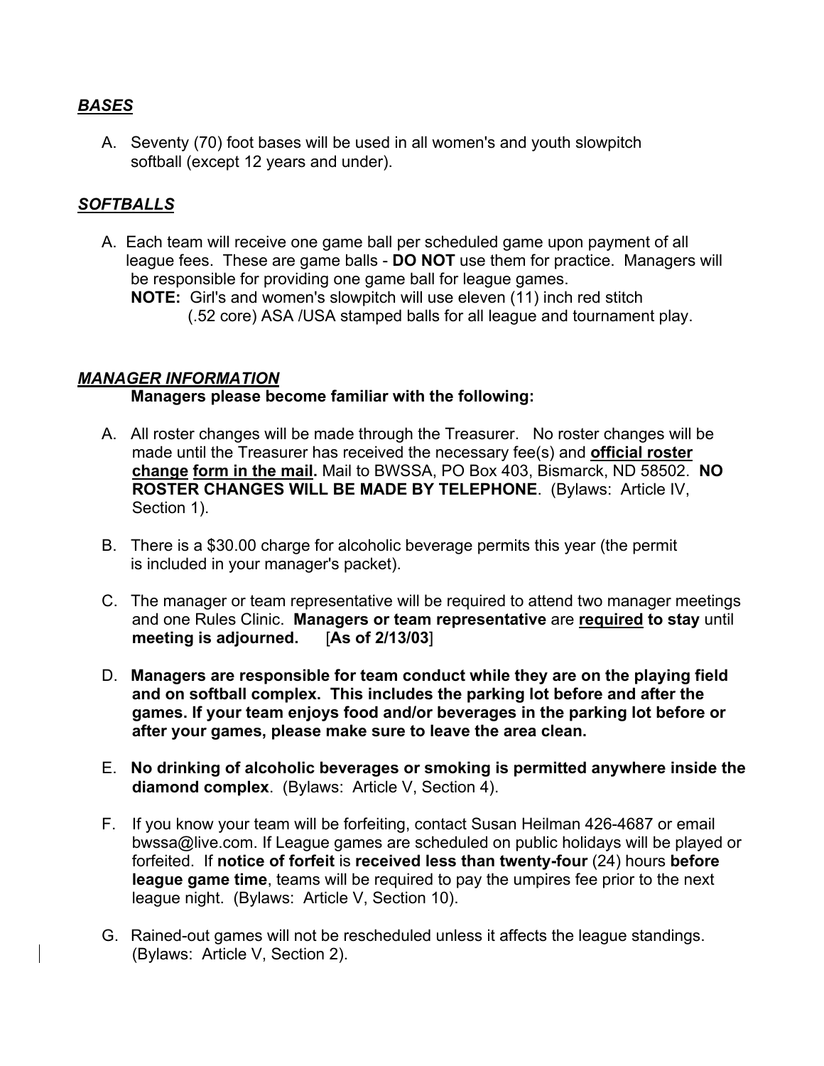***BASES***

A. Seventy (70) foot bases will be used in all women's and youth slowpitch softball (except 12 years and under).

***SOFTBALLS***

A. Each team will receive one game ball per scheduled game upon payment of all league fees. These are game balls - **DO NOT** use them for practice. Managers will be responsible for providing one game ball for league games.
   **NOTE:** Girl's and women's slowpitch will use eleven (11) inch red stitch (.52 core) ASA /USA stamped balls for all league and tournament play.

***MANAGER INFORMATION***

**Managers please become familiar with the following:**

A. All roster changes will be made through the Treasurer. No roster changes will be made until the Treasurer has received the necessary fee(s) and **official roster change form in the mail.** Mail to BWSSA, PO Box 403, Bismarck, ND 58502. **NO ROSTER CHANGES WILL BE MADE BY TELEPHONE**. (Bylaws: Article IV, Section 1).

B. There is a $30.00 charge for alcoholic beverage permits this year (the permit is included in your manager's packet).

C. The manager or team representative will be required to attend two manager meetings and one Rules Clinic. **Managers or team representative** are **required to stay** until **meeting is adjourned.** [**As of 2/13/03**]

D. **Managers are responsible for team conduct while they are on the playing field and on softball complex. This includes the parking lot before and after the games. If your team enjoys food and/or beverages in the parking lot before or after your games, please make sure to leave the area clean.**

E. **No drinking of alcoholic beverages or smoking is permitted anywhere inside the diamond complex**. (Bylaws: Article V, Section 4).

F. If you know your team will be forfeiting, contact Susan Heilman 426-4687 or email bwssa@live.com. If League games are scheduled on public holidays will be played or forfeited. If **notice of forfeit** is **received less than twenty-four** (24) hours **before league game time**, teams will be required to pay the umpires fee prior to the next league night. (Bylaws: Article V, Section 10).

G. Rained-out games will not be rescheduled unless it affects the league standings. (Bylaws: Article V, Section 2).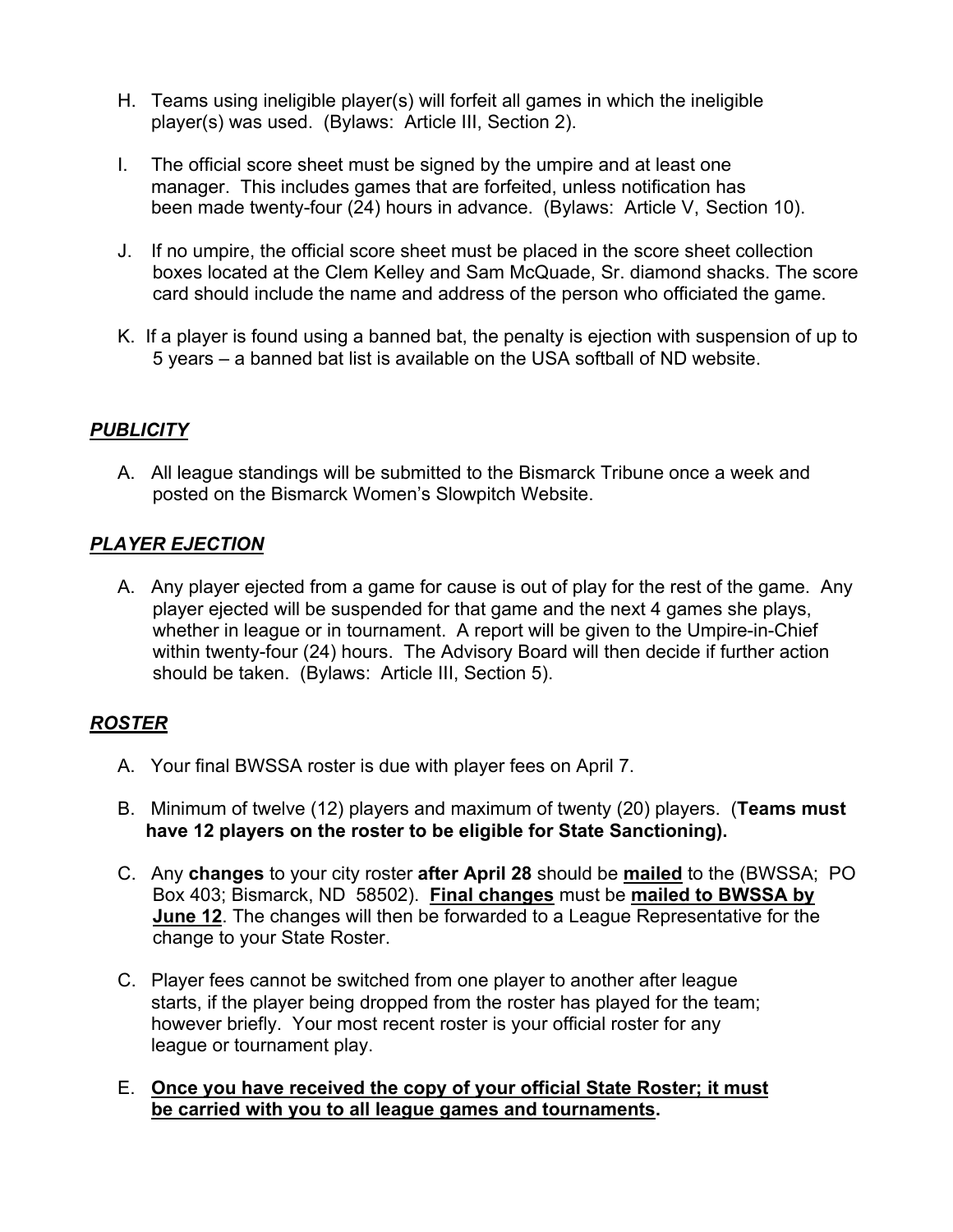H. Teams using ineligible player(s) will forfeit all games in which the ineligible player(s) was used. (Bylaws: Article III, Section 2).

I. The official score sheet must be signed by the umpire and at least one manager. This includes games that are forfeited, unless notification has been made twenty-four (24) hours in advance. (Bylaws: Article V, Section 10).

J. If no umpire, the official score sheet must be placed in the score sheet collection boxes located at the Clem Kelley and Sam McQuade, Sr. diamond shacks. The score card should include the name and address of the person who officiated the game.

K. If a player is found using a banned bat, the penalty is ejection with suspension of up to 5 years – a banned bat list is available on the USA softball of ND website.

## ***PUBLICITY***

A. All league standings will be submitted to the Bismarck Tribune once a week and posted on the Bismarck Women's Slowpitch Website.

## ***PLAYER EJECTION***

A. Any player ejected from a game for cause is out of play for the rest of the game. Any player ejected will be suspended for that game and the next 4 games she plays, whether in league or in tournament. A report will be given to the Umpire-in-Chief within twenty-four (24) hours. The Advisory Board will then decide if further action should be taken. (Bylaws: Article III, Section 5).

## ***ROSTER***

A. Your final BWSSA roster is due with player fees on April 7.

B. Minimum of twelve (12) players and maximum of twenty (20) players. (**Teams must have 12 players on the roster to be eligible for State Sanctioning).**

C. Any **changes** to your city roster **after April 28** should be **<u>mailed</u>** to the (BWSSA; PO Box 403; Bismarck, ND 58502). **<u>Final changes</u>** must be **<u>mailed to BWSSA by June 12</u>**. The changes will then be forwarded to a League Representative for the change to your State Roster.

C. Player fees cannot be switched from one player to another after league starts, if the player being dropped from the roster has played for the team; however briefly. Your most recent roster is your official roster for any league or tournament play.

E. **<u>Once you have received the copy of your official State Roster; it must be carried with you to all league games and tournaments</u>.**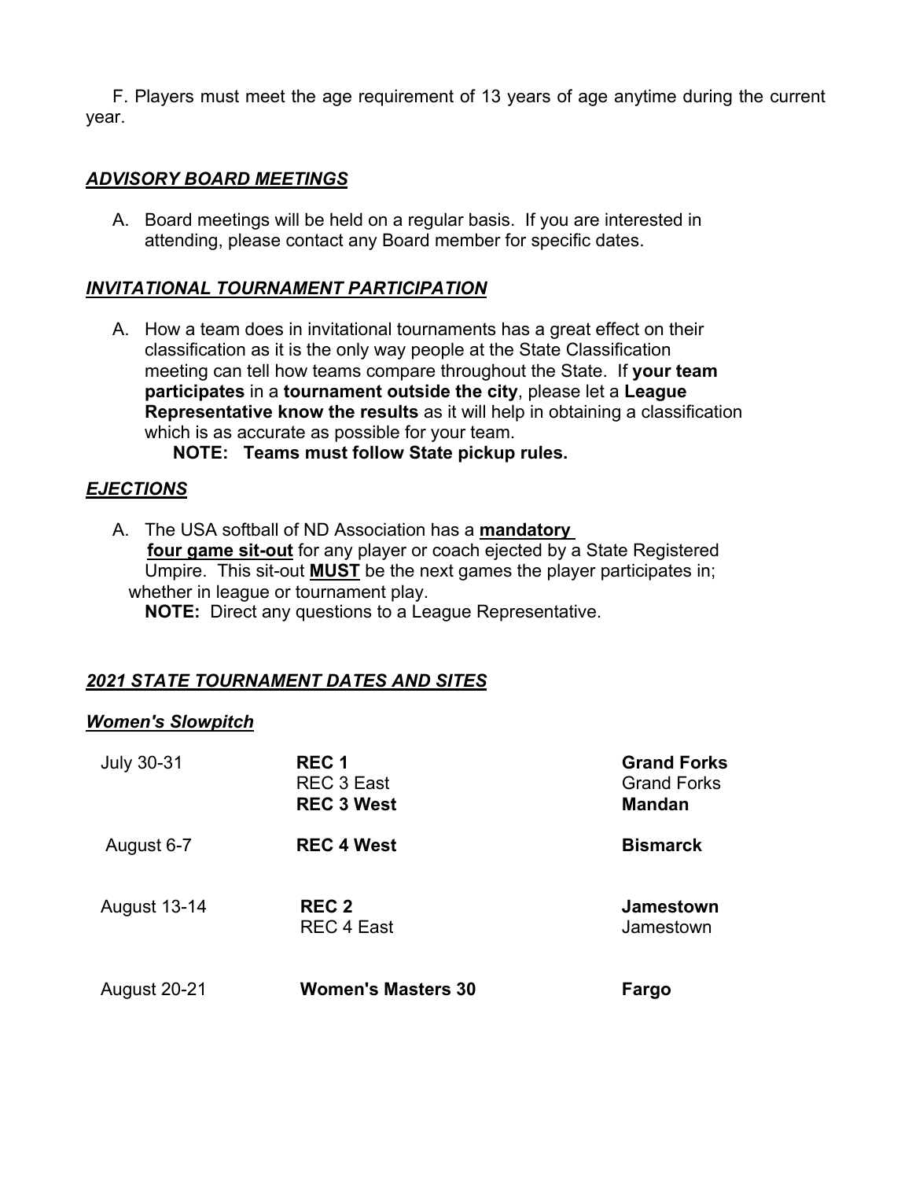F. Players must meet the age requirement of 13 years of age anytime during the current year.

## ***ADVISORY BOARD MEETINGS***

A. Board meetings will be held on a regular basis. If you are interested in attending, please contact any Board member for specific dates.

## ***INVITATIONAL TOURNAMENT PARTICIPATION***

A. How a team does in invitational tournaments has a great effect on their classification as it is the only way people at the State Classification meeting can tell how teams compare throughout the State. If **your team participates** in a **tournament outside the city**, please let a **League Representative know the results** as it will help in obtaining a classification which is as accurate as possible for your team.

   **NOTE: Teams must follow State pickup rules.**

## ***EJECTIONS***

A. The USA softball of ND Association has a **mandatory four game sit-out** for any player or coach ejected by a State Registered Umpire. This sit-out **MUST** be the next games the player participates in; whether in league or tournament play.

   **NOTE:** Direct any questions to a League Representative.

## ***2021 STATE TOURNAMENT DATES AND SITES***

### ***Women's Slowpitch***

| Date | Division | Site |
|---|---|---|
| July 30-31 | **REC 1** | **Grand Forks** |
| | REC 3 East | Grand Forks |
| | **REC 3 West** | **Mandan** |
| August 6-7 | **REC 4 West** | **Bismarck** |
| August 13-14 | **REC 2** | **Jamestown** |
| | REC 4 East | Jamestown |
| August 20-21 | **Women's Masters 30** | **Fargo** |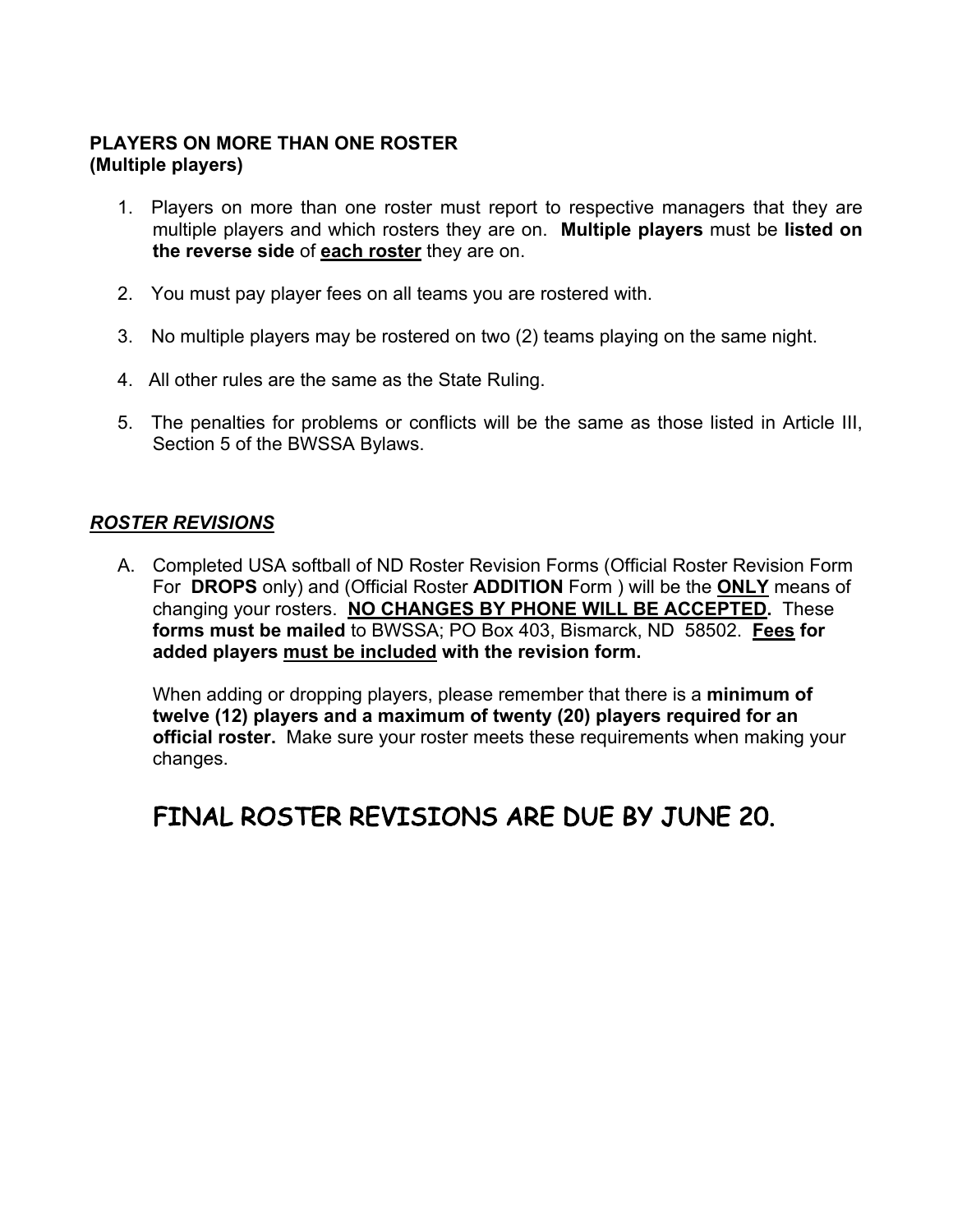**PLAYERS ON MORE THAN ONE ROSTER**
**(Multiple players)**

1. Players on more than one roster must report to respective managers that they are multiple players and which rosters they are on. **Multiple players** must be **listed on the reverse side** of **<u>each roster</u>** they are on.

2. You must pay player fees on all teams you are rostered with.

3. No multiple players may be rostered on two (2) teams playing on the same night.

4. All other rules are the same as the State Ruling.

5. The penalties for problems or conflicts will be the same as those listed in Article III, Section 5 of the BWSSA Bylaws.

***<u>ROSTER REVISIONS</u>***

A. Completed USA softball of ND Roster Revision Forms (Official Roster Revision Form For **DROPS** only) and (Official Roster **ADDITION** Form ) will be the **<u>ONLY</u>** means of changing your rosters. **<u>NO CHANGES BY PHONE WILL BE ACCEPTED.</u>** These **forms must be mailed** to BWSSA; PO Box 403, Bismarck, ND 58502. **<u>Fees</u> for added players <u>must be included</u> with the revision form.**

   When adding or dropping players, please remember that there is a **minimum of twelve (12) players and a maximum of twenty (20) players required for an official roster.** Make sure your roster meets these requirements when making your changes.

## FINAL ROSTER REVISIONS ARE DUE BY JUNE 20.